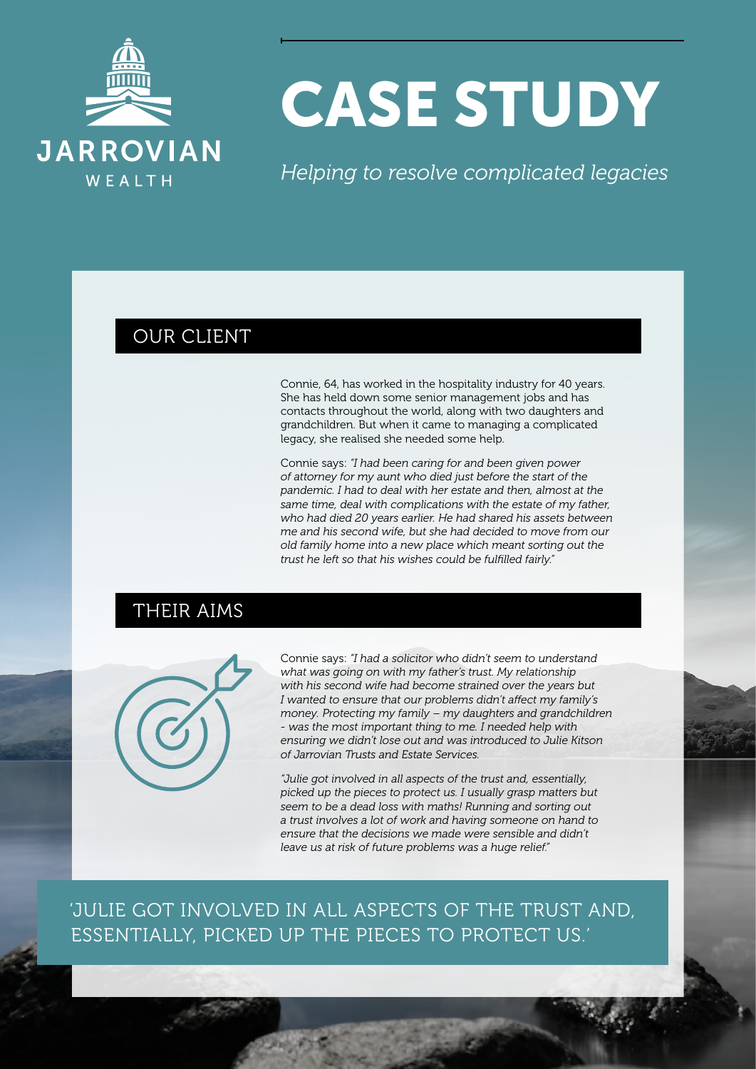JARROVIAN
WEALTH

# CASE STUDY

*Helping to resolve complicated legacies*

## OUR CLIENT

Connie, 64, has worked in the hospitality industry for 40 years. She has held down some senior management jobs and has contacts throughout the world, along with two daughters and grandchildren. But when it came to managing a complicated legacy, she realised she needed some help.

Connie says: *"I had been caring for and been given power of attorney for my aunt who died just before the start of the pandemic. I had to deal with her estate and then, almost at the same time, deal with complications with the estate of my father, who had died 20 years earlier. He had shared his assets between me and his second wife, but she had decided to move from our old family home into a new place which meant sorting out the trust he left so that his wishes could be fulfilled fairly."*

## THEIR AIMS

Connie says: *"I had a solicitor who didn't seem to understand what was going on with my father's trust. My relationship with his second wife had become strained over the years but I wanted to ensure that our problems didn't affect my family's money. Protecting my family – my daughters and grandchildren - was the most important thing to me. I needed help with ensuring we didn't lose out and was introduced to Julie Kitson of Jarrovian Trusts and Estate Services.*

*"Julie got involved in all aspects of the trust and, essentially, picked up the pieces to protect us. I usually grasp matters but seem to be a dead loss with maths! Running and sorting out a trust involves a lot of work and having someone on hand to ensure that the decisions we made were sensible and didn't leave us at risk of future problems was a huge relief."*

'JULIE GOT INVOLVED IN ALL ASPECTS OF THE TRUST AND, ESSENTIALLY, PICKED UP THE PIECES TO PROTECT US.'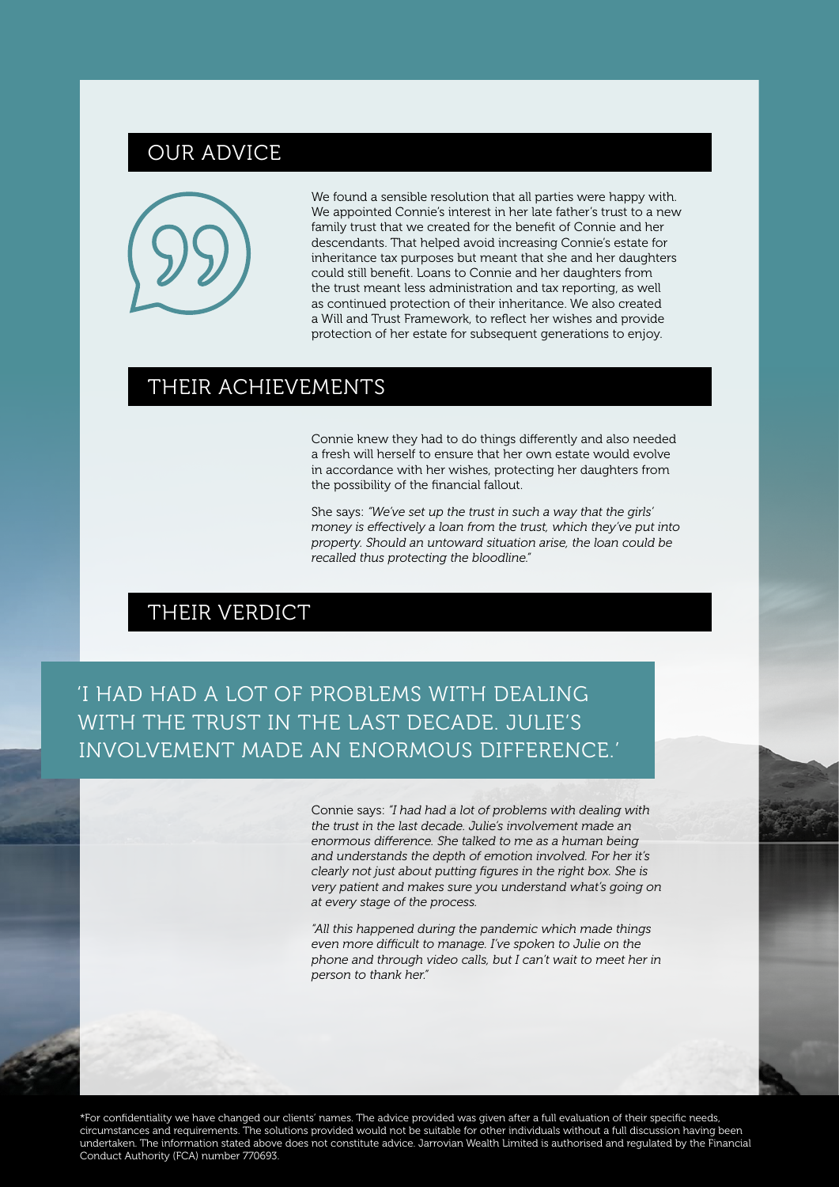## OUR ADVICE

We found a sensible resolution that all parties were happy with. We appointed Connie's interest in her late father's trust to a new family trust that we created for the benefit of Connie and her descendants. That helped avoid increasing Connie's estate for inheritance tax purposes but meant that she and her daughters could still benefit. Loans to Connie and her daughters from the trust meant less administration and tax reporting, as well as continued protection of their inheritance. We also created a Will and Trust Framework, to reflect her wishes and provide protection of her estate for subsequent generations to enjoy.

## THEIR ACHIEVEMENTS

Connie knew they had to do things differently and also needed a fresh will herself to ensure that her own estate would evolve in accordance with her wishes, protecting her daughters from the possibility of the financial fallout.

She says: *"We've set up the trust in such a way that the girls' money is effectively a loan from the trust, which they've put into property. Should an untoward situation arise, the loan could be recalled thus protecting the bloodline."*

## THEIR VERDICT

'I HAD HAD A LOT OF PROBLEMS WITH DEALING WITH THE TRUST IN THE LAST DECADE. JULIE'S INVOLVEMENT MADE AN ENORMOUS DIFFERENCE.'

Connie says: *"I had had a lot of problems with dealing with the trust in the last decade. Julie's involvement made an enormous difference. She talked to me as a human being and understands the depth of emotion involved. For her it's clearly not just about putting figures in the right box. She is very patient and makes sure you understand what's going on at every stage of the process.*

*"All this happened during the pandemic which made things even more difficult to manage. I've spoken to Julie on the phone and through video calls, but I can't wait to meet her in person to thank her."*

*For confidentiality we have changed our clients' names. The advice provided was given after a full evaluation of their specific needs, circumstances and requirements. The solutions provided would not be suitable for other individuals without a full discussion having been undertaken. The information stated above does not constitute advice. Jarrovian Wealth Limited is authorised and regulated by the Financial Conduct Authority (FCA) number 770693.